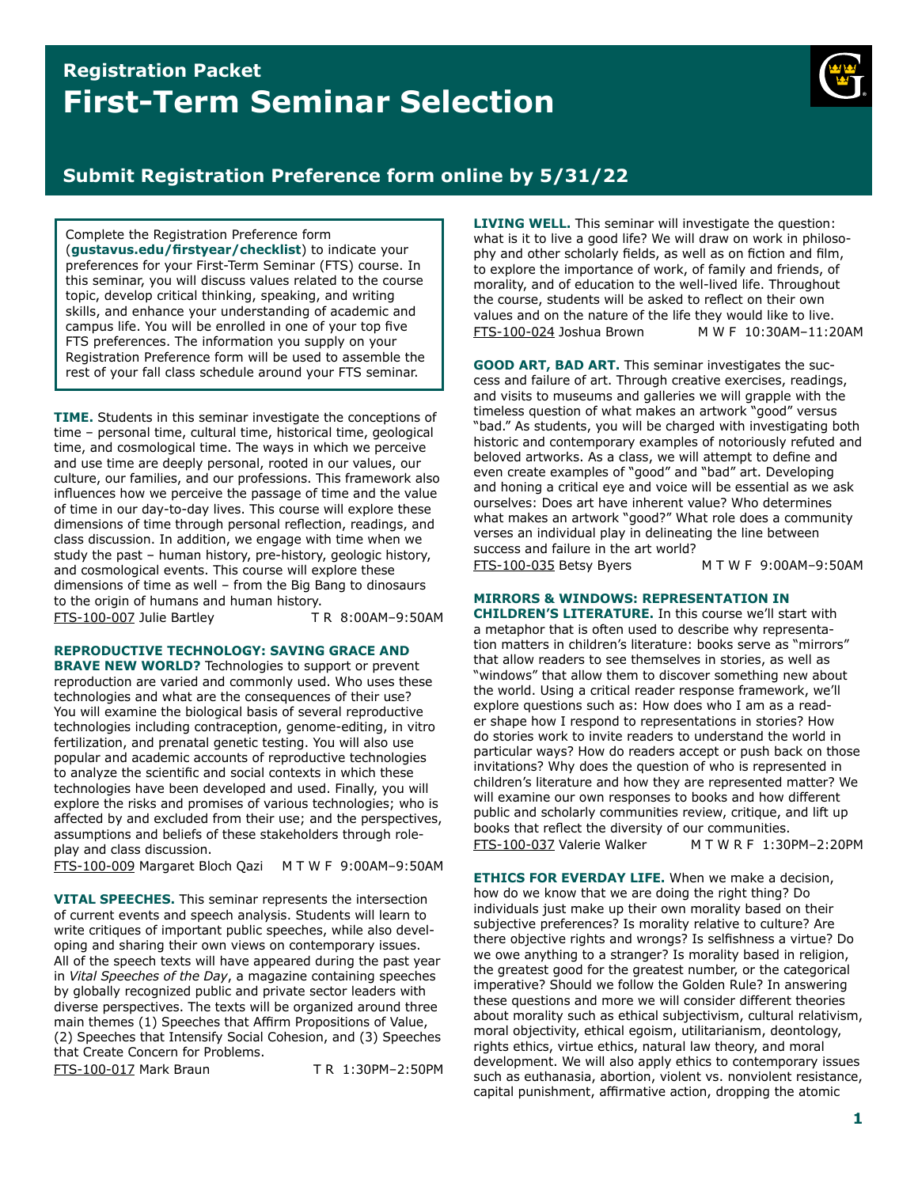# Registration Packet
# First-Term Seminar Selection

## Submit Registration Preference form online by 5/31/22

Complete the Registration Preference form (**gustavus.edu/firstyear/checklist**) to indicate your preferences for your First-Term Seminar (FTS) course. In this seminar, you will discuss values related to the course topic, develop critical thinking, speaking, and writing skills, and enhance your understanding of academic and campus life. You will be enrolled in one of your top five FTS preferences. The information you supply on your Registration Preference form will be used to assemble the rest of your fall class schedule around your FTS seminar.

**TIME.** Students in this seminar investigate the conceptions of time – personal time, cultural time, historical time, geological time, and cosmological time. The ways in which we perceive and use time are deeply personal, rooted in our values, our culture, our families, and our professions. This framework also influences how we perceive the passage of time and the value of time in our day-to-day lives. This course will explore these dimensions of time through personal reflection, readings, and class discussion. In addition, we engage with time when we study the past – human history, pre-history, geologic history, and cosmological events. This course will explore these dimensions of time as well – from the Big Bang to dinosaurs to the origin of humans and human history.
FTS-100-007 Julie Bartley T R 8:00AM–9:50AM

**REPRODUCTIVE TECHNOLOGY: SAVING GRACE AND BRAVE NEW WORLD?** Technologies to support or prevent reproduction are varied and commonly used. Who uses these technologies and what are the consequences of their use? You will examine the biological basis of several reproductive technologies including contraception, genome-editing, in vitro fertilization, and prenatal genetic testing. You will also use popular and academic accounts of reproductive technologies to analyze the scientific and social contexts in which these technologies have been developed and used. Finally, you will explore the risks and promises of various technologies; who is affected by and excluded from their use; and the perspectives, assumptions and beliefs of these stakeholders through role-play and class discussion.
FTS-100-009 Margaret Bloch Qazi M T W F 9:00AM–9:50AM

**VITAL SPEECHES.** This seminar represents the intersection of current events and speech analysis. Students will learn to write critiques of important public speeches, while also developing and sharing their own views on contemporary issues. All of the speech texts will have appeared during the past year in *Vital Speeches of the Day*, a magazine containing speeches by globally recognized public and private sector leaders with diverse perspectives. The texts will be organized around three main themes (1) Speeches that Affirm Propositions of Value, (2) Speeches that Intensify Social Cohesion, and (3) Speeches that Create Concern for Problems.
FTS-100-017 Mark Braun T R 1:30PM–2:50PM

**LIVING WELL.** This seminar will investigate the question: what is it to live a good life? We will draw on work in philosophy and other scholarly fields, as well as on fiction and film, to explore the importance of work, of family and friends, of morality, and of education to the well-lived life. Throughout the course, students will be asked to reflect on their own values and on the nature of the life they would like to live.
FTS-100-024 Joshua Brown M W F 10:30AM–11:20AM

**GOOD ART, BAD ART.** This seminar investigates the success and failure of art. Through creative exercises, readings, and visits to museums and galleries we will grapple with the timeless question of what makes an artwork "good" versus "bad." As students, you will be charged with investigating both historic and contemporary examples of notoriously refuted and beloved artworks. As a class, we will attempt to define and even create examples of "good" and "bad" art. Developing and honing a critical eye and voice will be essential as we ask ourselves: Does art have inherent value? Who determines what makes an artwork "good?" What role does a community verses an individual play in delineating the line between success and failure in the art world?
FTS-100-035 Betsy Byers M T W F 9:00AM–9:50AM

**MIRRORS & WINDOWS: REPRESENTATION IN CHILDREN'S LITERATURE.** In this course we'll start with a metaphor that is often used to describe why representation matters in children's literature: books serve as "mirrors" that allow readers to see themselves in stories, as well as "windows" that allow them to discover something new about the world. Using a critical reader response framework, we'll explore questions such as: How does who I am as a reader shape how I respond to representations in stories? How do stories work to invite readers to understand the world in particular ways? How do readers accept or push back on those invitations? Why does the question of who is represented in children's literature and how they are represented matter? We will examine our own responses to books and how different public and scholarly communities review, critique, and lift up books that reflect the diversity of our communities.
FTS-100-037 Valerie Walker M T W R F 1:30PM–2:20PM

**ETHICS FOR EVERDAY LIFE.** When we make a decision, how do we know that we are doing the right thing? Do individuals just make up their own morality based on their subjective preferences? Is morality relative to culture? Are there objective rights and wrongs? Is selfishness a virtue? Do we owe anything to a stranger? Is morality based in religion, the greatest good for the greatest number, or the categorical imperative? Should we follow the Golden Rule? In answering these questions and more we will consider different theories about morality such as ethical subjectivism, cultural relativism, moral objectivity, ethical egoism, utilitarianism, deontology, rights ethics, virtue ethics, natural law theory, and moral development. We will also apply ethics to contemporary issues such as euthanasia, abortion, violent vs. nonviolent resistance, capital punishment, affirmative action, dropping the atomic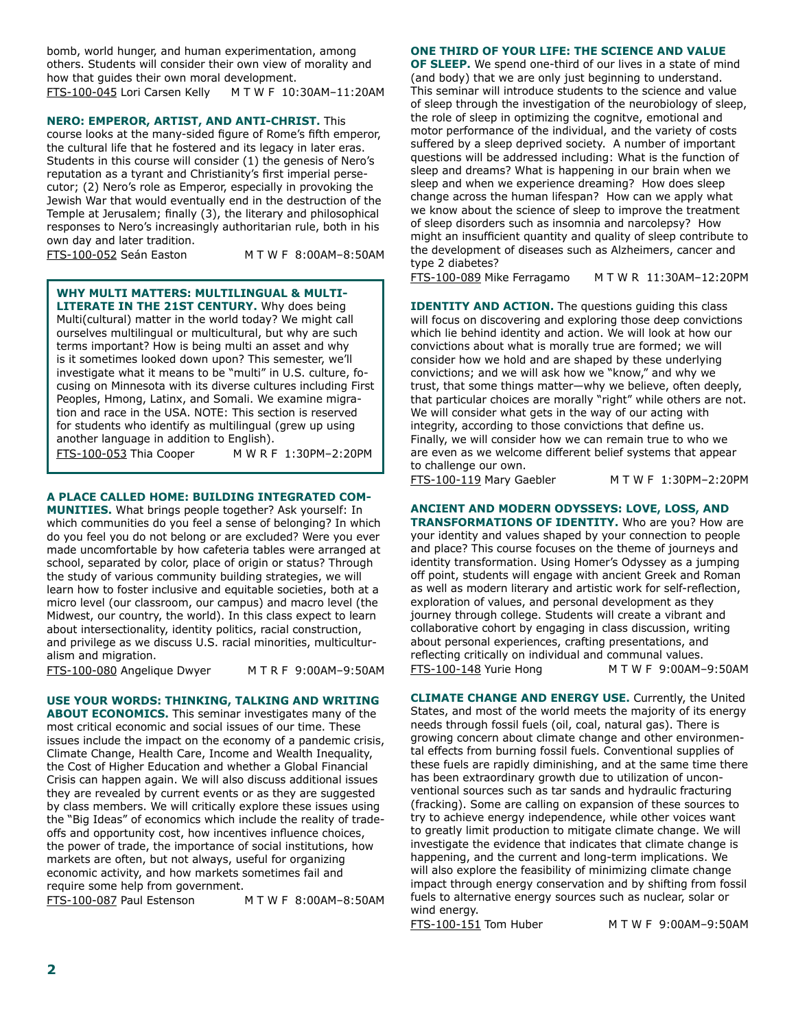bomb, world hunger, and human experimentation, among others. Students will consider their own view of morality and how that guides their own moral development.
FTS-100-045 Lori Carsen Kelly M T W F 10:30AM–11:20AM

**NERO: EMPEROR, ARTIST, AND ANTI-CHRIST.** This course looks at the many-sided figure of Rome's fifth emperor, the cultural life that he fostered and its legacy in later eras. Students in this course will consider (1) the genesis of Nero's reputation as a tyrant and Christianity's first imperial persecutor; (2) Nero's role as Emperor, especially in provoking the Jewish War that would eventually end in the destruction of the Temple at Jerusalem; finally (3), the literary and philosophical responses to Nero's increasingly authoritarian rule, both in his own day and later tradition.
FTS-100-052 Seán Easton M T W F 8:00AM–8:50AM

**WHY MULTI MATTERS: MULTILINGUAL & MULTI-LITERATE IN THE 21ST CENTURY.** Why does being Multi(cultural) matter in the world today? We might call ourselves multilingual or multicultural, but why are such terms important? How is being multi an asset and why is it sometimes looked down upon? This semester, we'll investigate what it means to be "multi" in U.S. culture, focusing on Minnesota with its diverse cultures including First Peoples, Hmong, Latinx, and Somali. We examine migration and race in the USA. NOTE: This section is reserved for students who identify as multilingual (grew up using another language in addition to English).
FTS-100-053 Thia Cooper M W R F 1:30PM–2:20PM

**A PLACE CALLED HOME: BUILDING INTEGRATED COMMUNITIES.** What brings people together? Ask yourself: In which communities do you feel a sense of belonging? In which do you feel you do not belong or are excluded? Were you ever made uncomfortable by how cafeteria tables were arranged at school, separated by color, place of origin or status? Through the study of various community building strategies, we will learn how to foster inclusive and equitable societies, both at a micro level (our classroom, our campus) and macro level (the Midwest, our country, the world). In this class expect to learn about intersectionality, identity politics, racial construction, and privilege as we discuss U.S. racial minorities, multiculturalism and migration.
FTS-100-080 Angelique Dwyer M T R F 9:00AM–9:50AM

**USE YOUR WORDS: THINKING, TALKING AND WRITING ABOUT ECONOMICS.** This seminar investigates many of the most critical economic and social issues of our time. These issues include the impact on the economy of a pandemic crisis, Climate Change, Health Care, Income and Wealth Inequality, the Cost of Higher Education and whether a Global Financial Crisis can happen again. We will also discuss additional issues they are revealed by current events or as they are suggested by class members. We will critically explore these issues using the "Big Ideas" of economics which include the reality of trade-offs and opportunity cost, how incentives influence choices, the power of trade, the importance of social institutions, how markets are often, but not always, useful for organizing economic activity, and how markets sometimes fail and require some help from government.
FTS-100-087 Paul Estenson M T W F 8:00AM–8:50AM

**ONE THIRD OF YOUR LIFE: THE SCIENCE AND VALUE OF SLEEP.** We spend one-third of our lives in a state of mind (and body) that we are only just beginning to understand. This seminar will introduce students to the science and value of sleep through the investigation of the neurobiology of sleep, the role of sleep in optimizing the cognitve, emotional and motor performance of the individual, and the variety of costs suffered by a sleep deprived society. A number of important questions will be addressed including: What is the function of sleep and dreams? What is happening in our brain when we sleep and when we experience dreaming? How does sleep change across the human lifespan? How can we apply what we know about the science of sleep to improve the treatment of sleep disorders such as insomnia and narcolepsy? How might an insufficient quantity and quality of sleep contribute to the development of diseases such as Alzheimers, cancer and type 2 diabetes?
FTS-100-089 Mike Ferragamo M T W R 11:30AM–12:20PM

**IDENTITY AND ACTION.** The questions guiding this class will focus on discovering and exploring those deep convictions which lie behind identity and action. We will look at how our convictions about what is morally true are formed; we will consider how we hold and are shaped by these underlying convictions; and we will ask how we "know," and why we trust, that some things matter—why we believe, often deeply, that particular choices are morally "right" while others are not. We will consider what gets in the way of our acting with integrity, according to those convictions that define us. Finally, we will consider how we can remain true to who we are even as we welcome different belief systems that appear to challenge our own.
FTS-100-119 Mary Gaebler M T W F 1:30PM–2:20PM

**ANCIENT AND MODERN ODYSSEYS: LOVE, LOSS, AND TRANSFORMATIONS OF IDENTITY.** Who are you? How are your identity and values shaped by your connection to people and place? This course focuses on the theme of journeys and identity transformation. Using Homer's Odyssey as a jumping off point, students will engage with ancient Greek and Roman as well as modern literary and artistic work for self-reflection, exploration of values, and personal development as they journey through college. Students will create a vibrant and collaborative cohort by engaging in class discussion, writing about personal experiences, crafting presentations, and reflecting critically on individual and communal values.
FTS-100-148 Yurie Hong M T W F 9:00AM–9:50AM

**CLIMATE CHANGE AND ENERGY USE.** Currently, the United States, and most of the world meets the majority of its energy needs through fossil fuels (oil, coal, natural gas). There is growing concern about climate change and other environmental effects from burning fossil fuels. Conventional supplies of these fuels are rapidly diminishing, and at the same time there has been extraordinary growth due to utilization of unconventional sources such as tar sands and hydraulic fracturing (fracking). Some are calling on expansion of these sources to try to achieve energy independence, while other voices want to greatly limit production to mitigate climate change. We will investigate the evidence that indicates that climate change is happening, and the current and long-term implications. We will also explore the feasibility of minimizing climate change impact through energy conservation and by shifting from fossil fuels to alternative energy sources such as nuclear, solar or wind energy.
FTS-100-151 Tom Huber M T W F 9:00AM–9:50AM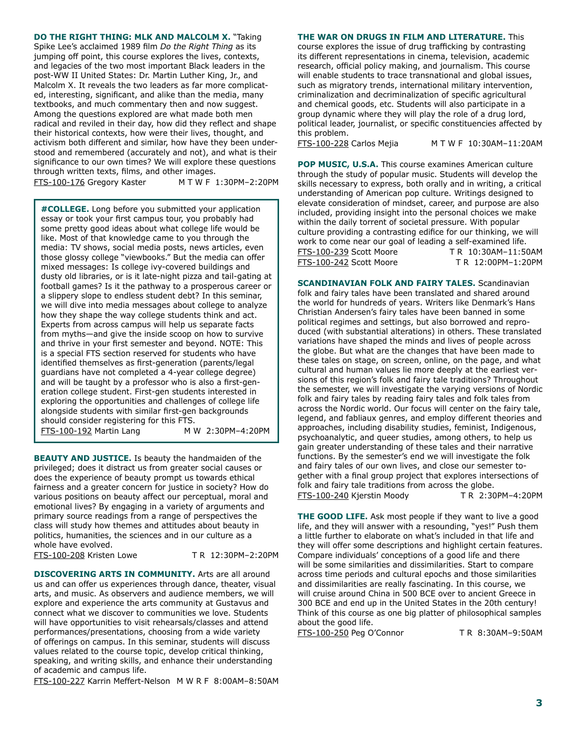**DO THE RIGHT THING: MLK AND MALCOLM X.** "Taking Spike Lee's acclaimed 1989 film *Do the Right Thing* as its jumping off point, this course explores the lives, contexts, and legacies of the two most important Black leaders in the post-WW II United States: Dr. Martin Luther King, Jr., and Malcolm X. It reveals the two leaders as far more complicated, interesting, significant, and alike than the media, many textbooks, and much commentary then and now suggest. Among the questions explored are what made both men radical and reviled in their day, how did they reflect and shape their historical contexts, how were their lives, thought, and activism both different and similar, how have they been understood and remembered (accurately and not), and what is their significance to our own times? We will explore these questions through written texts, films, and other images.

FTS-100-176 Gregory Kaster M T W F 1:30PM–2:20PM

**#COLLEGE.** Long before you submitted your application essay or took your first campus tour, you probably had some pretty good ideas about what college life would be like. Most of that knowledge came to you through the media: TV shows, social media posts, news articles, even those glossy college "viewbooks." But the media can offer mixed messages: Is college ivy-covered buildings and dusty old libraries, or is it late-night pizza and tail-gating at football games? Is it the pathway to a prosperous career or a slippery slope to endless student debt? In this seminar, we will dive into media messages about college to analyze how they shape the way college students think and act. Experts from across campus will help us separate facts from myths—and give the inside scoop on how to survive and thrive in your first semester and beyond. NOTE: This is a special FTS section reserved for students who have identified themselves as first-generation (parents/legal guardians have not completed a 4-year college degree) and will be taught by a professor who is also a first-generation college student. First-gen students interested in exploring the opportunities and challenges of college life alongside students with similar first-gen backgrounds should consider registering for this FTS.

FTS-100-192 Martin Lang M W 2:30PM–4:20PM

**BEAUTY AND JUSTICE.** Is beauty the handmaiden of the privileged; does it distract us from greater social causes or does the experience of beauty prompt us towards ethical fairness and a greater concern for justice in society? How do various positions on beauty affect our perceptual, moral and emotional lives? By engaging in a variety of arguments and primary source readings from a range of perspectives the class will study how themes and attitudes about beauty in politics, humanities, the sciences and in our culture as a whole have evolved.

FTS-100-208 Kristen Lowe T R 12:30PM–2:20PM

**DISCOVERING ARTS IN COMMUNITY.** Arts are all around us and can offer us experiences through dance, theater, visual arts, and music. As observers and audience members, we will explore and experience the arts community at Gustavus and connect what we discover to communities we love. Students will have opportunities to visit rehearsals/classes and attend performances/presentations, choosing from a wide variety of offerings on campus. In this seminar, students will discuss values related to the course topic, develop critical thinking, speaking, and writing skills, and enhance their understanding of academic and campus life.

FTS-100-227 Karrin Meffert-Nelson M W R F 8:00AM–8:50AM

**THE WAR ON DRUGS IN FILM AND LITERATURE.** This course explores the issue of drug trafficking by contrasting its different representations in cinema, television, academic research, official policy making, and journalism. This course will enable students to trace transnational and global issues, such as migratory trends, international military intervention, criminalization and decriminalization of specific agricultural and chemical goods, etc. Students will also participate in a group dynamic where they will play the role of a drug lord, political leader, journalist, or specific constituencies affected by this problem.

FTS-100-228 Carlos Mejia M T W F 10:30AM–11:20AM

**POP MUSIC, U.S.A.** This course examines American culture through the study of popular music. Students will develop the skills necessary to express, both orally and in writing, a critical understanding of American pop culture. Writings designed to elevate consideration of mindset, career, and purpose are also included, providing insight into the personal choices we make within the daily torrent of societal pressure. With popular culture providing a contrasting edifice for our thinking, we will work to come near our goal of leading a self-examined life.

FTS-100-239 Scott Moore T R 10:30AM–11:50AM
FTS-100-242 Scott Moore T R 12:00PM–1:20PM

**SCANDINAVIAN FOLK AND FAIRY TALES.** Scandinavian folk and fairy tales have been translated and shared around the world for hundreds of years. Writers like Denmark's Hans Christian Andersen's fairy tales have been banned in some political regimes and settings, but also borrowed and reproduced (with substantial alterations) in others. These translated variations have shaped the minds and lives of people across the globe. But what are the changes that have been made to these tales on stage, on screen, online, on the page, and what cultural and human values lie more deeply at the earliest versions of this region's folk and fairy tale traditions? Throughout the semester, we will investigate the varying versions of Nordic folk and fairy tales by reading fairy tales and folk tales from across the Nordic world. Our focus will center on the fairy tale, legend, and fabliaux genres, and employ different theories and approaches, including disability studies, feminist, Indigenous, psychoanalytic, and queer studies, among others, to help us gain greater understanding of these tales and their narrative functions. By the semester's end we will investigate the folk and fairy tales of our own lives, and close our semester together with a final group project that explores intersections of folk and fairy tale traditions from across the globe.

FTS-100-240 Kjerstin Moody T R 2:30PM–4:20PM

**THE GOOD LIFE.** Ask most people if they want to live a good life, and they will answer with a resounding, "yes!" Push them a little further to elaborate on what's included in that life and they will offer some descriptions and highlight certain features. Compare individuals' conceptions of a good life and there will be some similarities and dissimilarities. Start to compare across time periods and cultural epochs and those similarities and dissimilarities are really fascinating. In this course, we will cruise around China in 500 BCE over to ancient Greece in 300 BCE and end up in the United States in the 20th century! Think of this course as one big platter of philosophical samples about the good life.

FTS-100-250 Peg O'Connor T R 8:30AM–9:50AM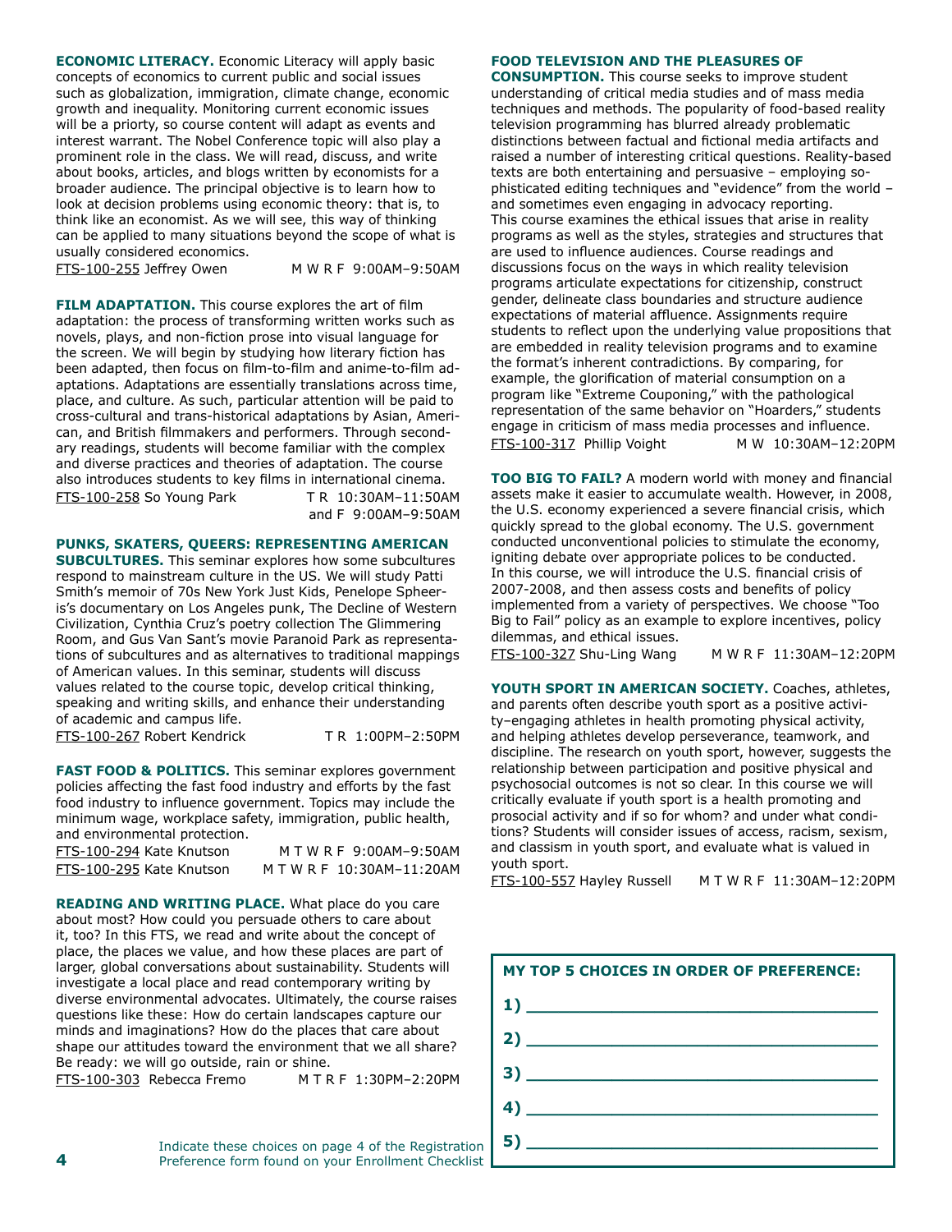**ECONOMIC LITERACY.** Economic Literacy will apply basic concepts of economics to current public and social issues such as globalization, immigration, climate change, economic growth and inequality. Monitoring current economic issues will be a priorty, so course content will adapt as events and interest warrant. The Nobel Conference topic will also play a prominent role in the class. We will read, discuss, and write about books, articles, and blogs written by economists for a broader audience. The principal objective is to learn how to look at decision problems using economic theory: that is, to think like an economist. As we will see, this way of thinking can be applied to many situations beyond the scope of what is usually considered economics.

FTS-100-255 Jeffrey Owen — M W R F 9:00AM–9:50AM

**FILM ADAPTATION.** This course explores the art of film adaptation: the process of transforming written works such as novels, plays, and non-fiction prose into visual language for the screen. We will begin by studying how literary fiction has been adapted, then focus on film-to-film and anime-to-film adaptations. Adaptations are essentially translations across time, place, and culture. As such, particular attention will be paid to cross-cultural and trans-historical adaptations by Asian, American, and British filmmakers and performers. Through secondary readings, students will become familiar with the complex and diverse practices and theories of adaptation. The course also introduces students to key films in international cinema.

FTS-100-258 So Young Park — T R 10:30AM–11:50AM and F 9:00AM–9:50AM

**PUNKS, SKATERS, QUEERS: REPRESENTING AMERICAN SUBCULTURES.** This seminar explores how some subcultures respond to mainstream culture in the US. We will study Patti Smith's memoir of 70s New York Just Kids, Penelope Spheeris's documentary on Los Angeles punk, The Decline of Western Civilization, Cynthia Cruz's poetry collection The Glimmering Room, and Gus Van Sant's movie Paranoid Park as representations of subcultures and as alternatives to traditional mappings of American values. In this seminar, students will discuss values related to the course topic, develop critical thinking, speaking and writing skills, and enhance their understanding of academic and campus life.

FTS-100-267 Robert Kendrick — T R 1:00PM–2:50PM

**FAST FOOD & POLITICS.** This seminar explores government policies affecting the fast food industry and efforts by the fast food industry to influence government. Topics may include the minimum wage, workplace safety, immigration, public health, and environmental protection.

FTS-100-294 Kate Knutson — M T W R F 9:00AM–9:50AM
FTS-100-295 Kate Knutson — M T W R F 10:30AM–11:20AM

**READING AND WRITING PLACE.** What place do you care about most? How could you persuade others to care about it, too? In this FTS, we read and write about the concept of place, the places we value, and how these places are part of larger, global conversations about sustainability. Students will investigate a local place and read contemporary writing by diverse environmental advocates. Ultimately, the course raises questions like these: How do certain landscapes capture our minds and imaginations? How do the places that care about shape our attitudes toward the environment that we all share? Be ready: we will go outside, rain or shine.

FTS-100-303 Rebecca Fremo — M T R F 1:30PM–2:20PM

**FOOD TELEVISION AND THE PLEASURES OF CONSUMPTION.** This course seeks to improve student understanding of critical media studies and of mass media techniques and methods. The popularity of food-based reality television programming has blurred already problematic distinctions between factual and fictional media artifacts and raised a number of interesting critical questions. Reality-based texts are both entertaining and persuasive – employing sophisticated editing techniques and "evidence" from the world – and sometimes even engaging in advocacy reporting.
This course examines the ethical issues that arise in reality programs as well as the styles, strategies and structures that are used to influence audiences. Course readings and discussions focus on the ways in which reality television programs articulate expectations for citizenship, construct gender, delineate class boundaries and structure audience expectations of material affluence. Assignments require students to reflect upon the underlying value propositions that are embedded in reality television programs and to examine the format's inherent contradictions. By comparing, for example, the glorification of material consumption on a program like "Extreme Couponing," with the pathological representation of the same behavior on "Hoarders," students engage in criticism of mass media processes and influence.

FTS-100-317 Phillip Voight — M W 10:30AM–12:20PM

**TOO BIG TO FAIL?** A modern world with money and financial assets make it easier to accumulate wealth. However, in 2008, the U.S. economy experienced a severe financial crisis, which quickly spread to the global economy. The U.S. government conducted unconventional policies to stimulate the economy, igniting debate over appropriate polices to be conducted. In this course, we will introduce the U.S. financial crisis of 2007-2008, and then assess costs and benefits of policy implemented from a variety of perspectives. We choose "Too Big to Fail" policy as an example to explore incentives, policy dilemmas, and ethical issues.

FTS-100-327 Shu-Ling Wang — M W R F 11:30AM–12:20PM

**YOUTH SPORT IN AMERICAN SOCIETY.** Coaches, athletes, and parents often describe youth sport as a positive activity–engaging athletes in health promoting physical activity, and helping athletes develop perseverance, teamwork, and discipline. The research on youth sport, however, suggests the relationship between participation and positive physical and psychosocial outcomes is not so clear. In this course we will critically evaluate if youth sport is a health promoting and prosocial activity and if so for whom? and under what conditions? Students will consider issues of access, racism, sexism, and classism in youth sport, and evaluate what is valued in youth sport.

FTS-100-557 Hayley Russell — M T W R F 11:30AM–12:20PM

**MY TOP 5 CHOICES IN ORDER OF PREFERENCE:**

1) ____________________
2) ____________________
3) ____________________
4) ____________________
5) ____________________

Indicate these choices on page 4 of the Registration Preference form found on your Enrollment Checklist